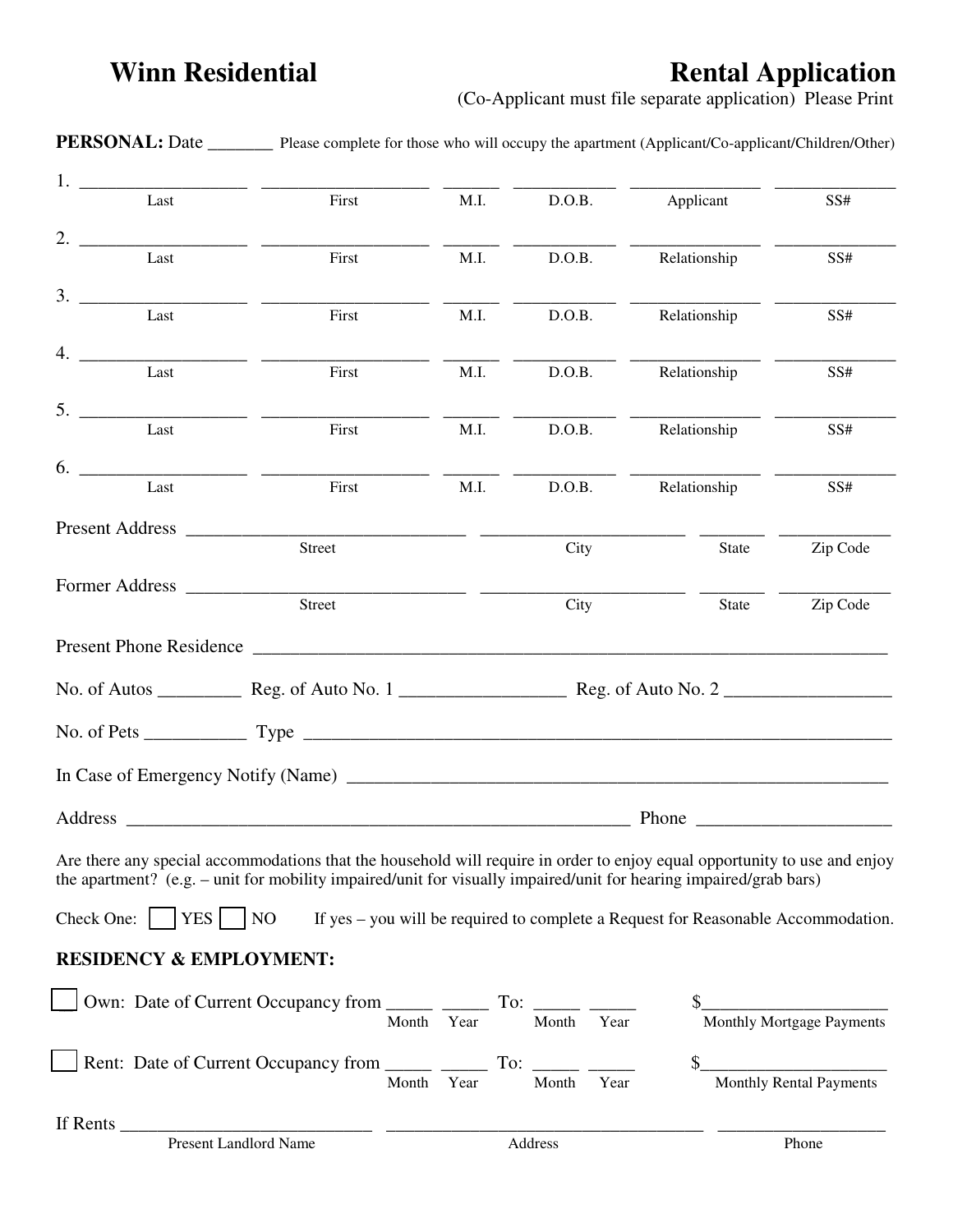# Winn Residential — Rental Application

(Co-Applicant must file separate application) Please Print

**PERSONAL:** Date _______ Please complete for those who will occupy the apartment (Applicant/Co-applicant/Children/Other)

| | Last | First | M.I. | D.O.B. | Applicant | SS# |
|---|---|---|---|---|---|---|
| 1. | | | | | | |

| | Last | First | M.I. | D.O.B. | Relationship | SS# |
|---|---|---|---|---|---|---|
| 2. | | | | | | |
| 3. | | | | | | |
| 4. | | | | | | |
| 5. | | | | | | |
| 6. | | | | | | |

Present Address ______________________________ ______________________ _______ ____________
Street City State Zip Code

Former Address ______________________________ ______________________ _______ ____________
Street City State Zip Code

Present Phone Residence ______________________________________________________________________

No. of Autos _________ Reg. of Auto No. 1 __________________ Reg. of Auto No. 2 __________________

No. of Pets ___________ Type ______________________________________________________________

In Case of Emergency Notify (Name) _____________________________________________________

Address _______________________________________________________ Phone _____________________

Are there any special accommodations that the household will require in order to enjoy equal opportunity to use and enjoy the apartment? (e.g. – unit for mobility impaired/unit for visually impaired/unit for hearing impaired/grab bars)

Check One: ☐ YES ☐ NO If yes – you will be required to complete a Request for Reasonable Accommodation.

**RESIDENCY & EMPLOYMENT:**

☐ Own: Date of Current Occupancy from _____ _____ To: _____ _____ $____________________
Month Year Month Year Monthly Mortgage Payments

☐ Rent: Date of Current Occupancy from _____ _____ To: _____ _____ $____________________
Month Year Month Year Monthly Rental Payments

If Rents ___________________________ __________________________________ __________________
Present Landlord Name Address Phone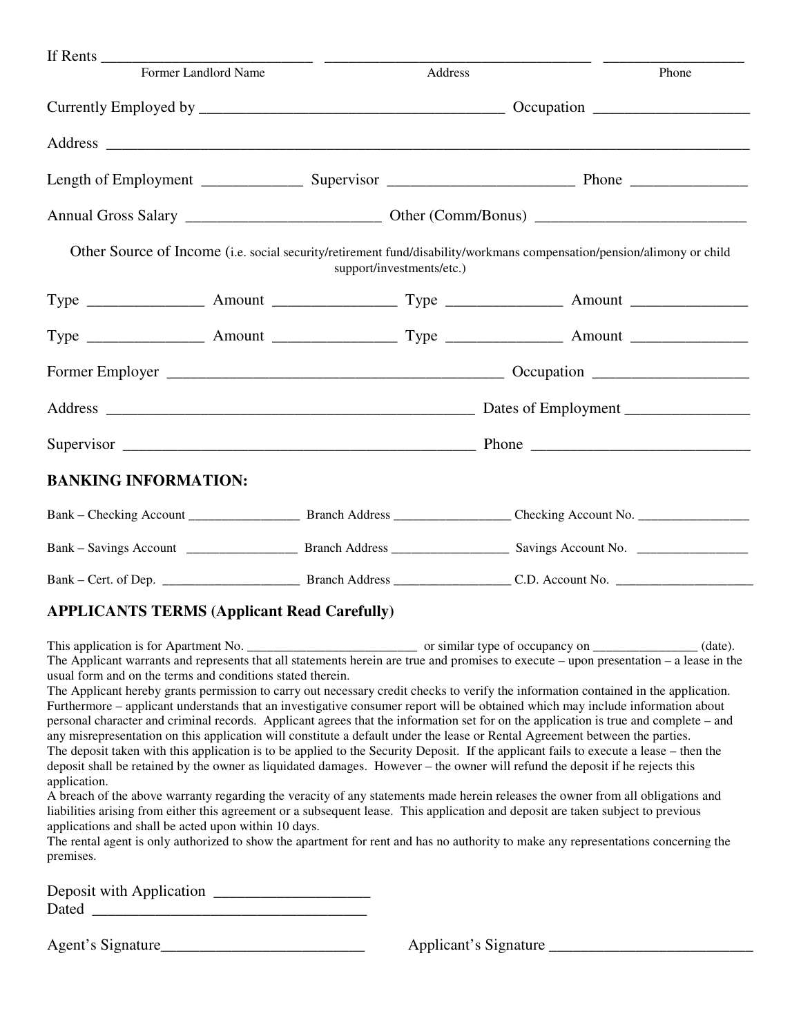If Rents ___________________________ __________________________________ __________________

Former Landlord Name — Address — Phone

Currently Employed by _______________________________________ Occupation ___________________

Address ___________________________________________________________________________

Length of Employment _____________ Supervisor _______________________ Phone ______________

Annual Gross Salary _________________________ Other (Comm/Bonus) __________________________

Other Source of Income (i.e. social security/retirement fund/disability/workmans compensation/pension/alimony or child support/investments/etc.)

Type _______________ Amount _______________ Type _______________ Amount _______________

Type _______________ Amount _______________ Type _______________ Amount _______________

Former Employer ___________________________________________ Occupation ___________________

Address ________________________________________________ Dates of Employment ________________

Supervisor _____________________________________________ Phone ___________________________

**BANKING INFORMATION:**

Bank – Checking Account _________________ Branch Address _________________ Checking Account No. _________________

Bank – Savings Account _________________ Branch Address _________________ Savings Account No. _________________

Bank – Cert. of Dep. _____________________ Branch Address _________________ C.D. Account No. _____________________

**APPLICANTS TERMS (Applicant Read Carefully)**

This application is for Apartment No. __________________________ or similar type of occupancy on ________________ (date). The Applicant warrants and represents that all statements herein are true and promises to execute – upon presentation – a lease in the usual form and on the terms and conditions stated therein.

The Applicant hereby grants permission to carry out necessary credit checks to verify the information contained in the application. Furthermore – applicant understands that an investigative consumer report will be obtained which may include information about personal character and criminal records. Applicant agrees that the information set for on the application is true and complete – and any misrepresentation on this application will constitute a default under the lease or Rental Agreement between the parties.

The deposit taken with this application is to be applied to the Security Deposit. If the applicant fails to execute a lease – then the deposit shall be retained by the owner as liquidated damages. However – the owner will refund the deposit if he rejects this application.

A breach of the above warranty regarding the veracity of any statements made herein releases the owner from all obligations and liabilities arising from either this agreement or a subsequent lease. This application and deposit are taken subject to previous applications and shall be acted upon within 10 days.

The rental agent is only authorized to show the apartment for rent and has no authority to make any representations concerning the premises.

Deposit with Application ____________________

Dated ____________________________________

Agent's Signature__________________________ Applicant's Signature __________________________